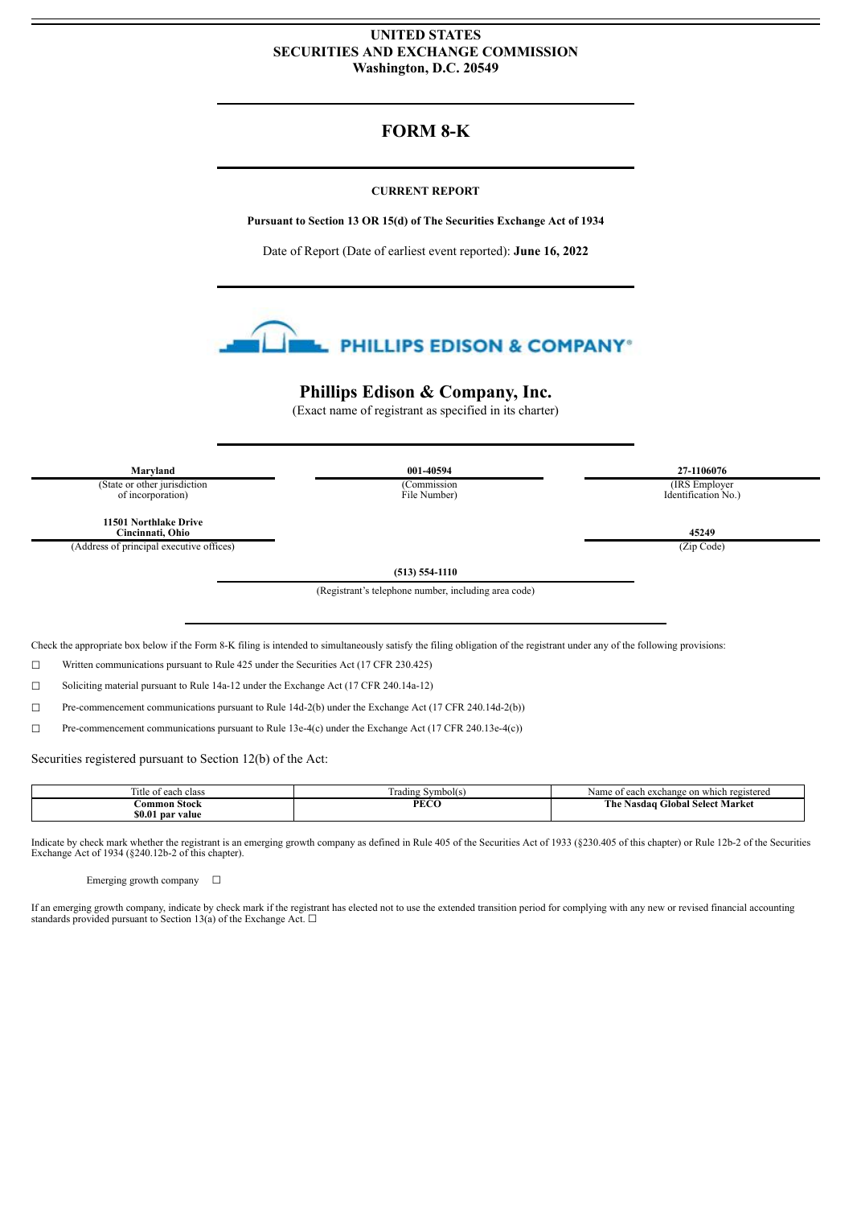UNITED STATES
SECURITIES AND EXCHANGE COMMISSION
Washington, D.C. 20549

# FORM 8-K

**CURRENT REPORT**

**Pursuant to Section 13 OR 15(d) of The Securities Exchange Act of 1934**

Date of Report (Date of earliest event reported): **June 16, 2022**

PHILLIPS EDISON & COMPANY®

## Phillips Edison & Company, Inc.

(Exact name of registrant as specified in its charter)

| **Maryland** | **001-40594** | **27-1106076** |
|---|---|---|
| (State or other jurisdiction of incorporation) | (Commission File Number) | (IRS Employer Identification No.) |

| **11501 Northlake Drive Cincinnati, Ohio** | **45249** |
|---|---|
| (Address of principal executive offices) | (Zip Code) |

**(513) 554-1110**
(Registrant's telephone number, including area code)

Check the appropriate box below if the Form 8-K filing is intended to simultaneously satisfy the filing obligation of the registrant under any of the following provisions:

☐ Written communications pursuant to Rule 425 under the Securities Act (17 CFR 230.425)

☐ Soliciting material pursuant to Rule 14a-12 under the Exchange Act (17 CFR 240.14a-12)

☐ Pre-commencement communications pursuant to Rule 14d-2(b) under the Exchange Act (17 CFR 240.14d-2(b))

☐ Pre-commencement communications pursuant to Rule 13e-4(c) under the Exchange Act (17 CFR 240.13e-4(c))

Securities registered pursuant to Section 12(b) of the Act:

| Title of each class | Trading Symbol(s) | Name of each exchange on which registered |
|---|---|---|
| **Common Stock $0.01 par value** | **PECO** | **The Nasdaq Global Select Market** |

Indicate by check mark whether the registrant is an emerging growth company as defined in Rule 405 of the Securities Act of 1933 (§230.405 of this chapter) or Rule 12b-2 of the Securities Exchange Act of 1934 (§240.12b-2 of this chapter).

Emerging growth company ☐

If an emerging growth company, indicate by check mark if the registrant has elected not to use the extended transition period for complying with any new or revised financial accounting standards provided pursuant to Section 13(a) of the Exchange Act. ☐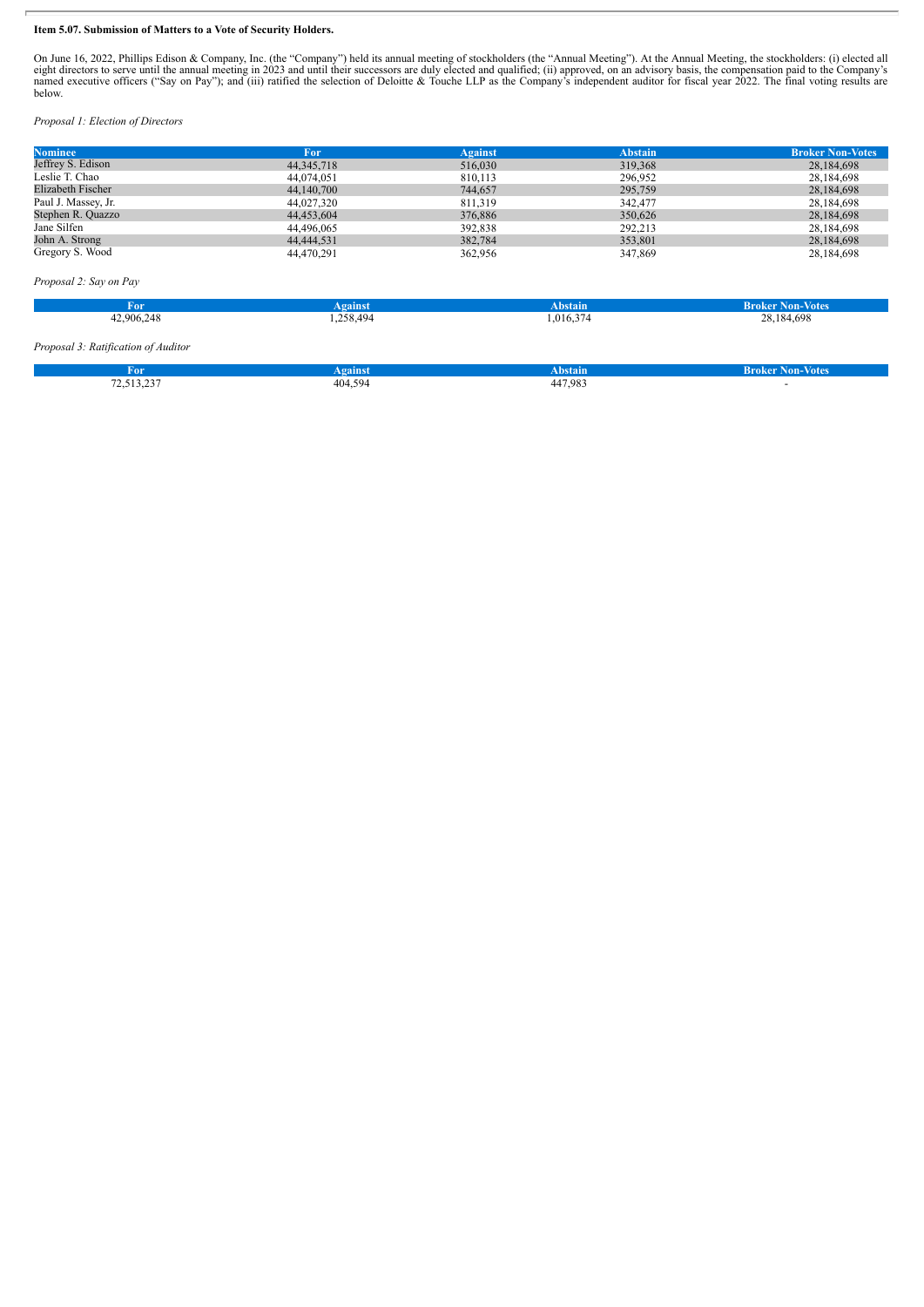**Item 5.07. Submission of Matters to a Vote of Security Holders.**

On June 16, 2022, Phillips Edison & Company, Inc. (the "Company") held its annual meeting of stockholders (the "Annual Meeting"). At the Annual Meeting, the stockholders: (i) elected all eight directors to serve until the annual meeting in 2023 and until their successors are duly elected and qualified; (ii) approved, on an advisory basis, the compensation paid to the Company's named executive officers ("Say on Pay"); and (iii) ratified the selection of Deloitte & Touche LLP as the Company's independent auditor for fiscal year 2022. The final voting results are below.

*Proposal 1: Election of Directors*

| Nominee | For | Against | Abstain | Broker Non-Votes |
|---|---|---|---|---|
| Jeffrey S. Edison | 44,345,718 | 516,030 | 319,368 | 28,184,698 |
| Leslie T. Chao | 44,074,051 | 810,113 | 296,952 | 28,184,698 |
| Elizabeth Fischer | 44,140,700 | 744,657 | 295,759 | 28,184,698 |
| Paul J. Massey, Jr. | 44,027,320 | 811,319 | 342,477 | 28,184,698 |
| Stephen R. Quazzo | 44,453,604 | 376,886 | 350,626 | 28,184,698 |
| Jane Silfen | 44,496,065 | 392,838 | 292,213 | 28,184,698 |
| John A. Strong | 44,444,531 | 382,784 | 353,801 | 28,184,698 |
| Gregory S. Wood | 44,470,291 | 362,956 | 347,869 | 28,184,698 |

*Proposal 2: Say on Pay*

| For | Against | Abstain | Broker Non-Votes |
|---|---|---|---|
| 42,906,248 | 1,258,494 | 1,016,374 | 28,184,698 |

*Proposal 3: Ratification of Auditor*

| For | Against | Abstain | Broker Non-Votes |
|---|---|---|---|
| 72,513,237 | 404,594 | 447,983 | - |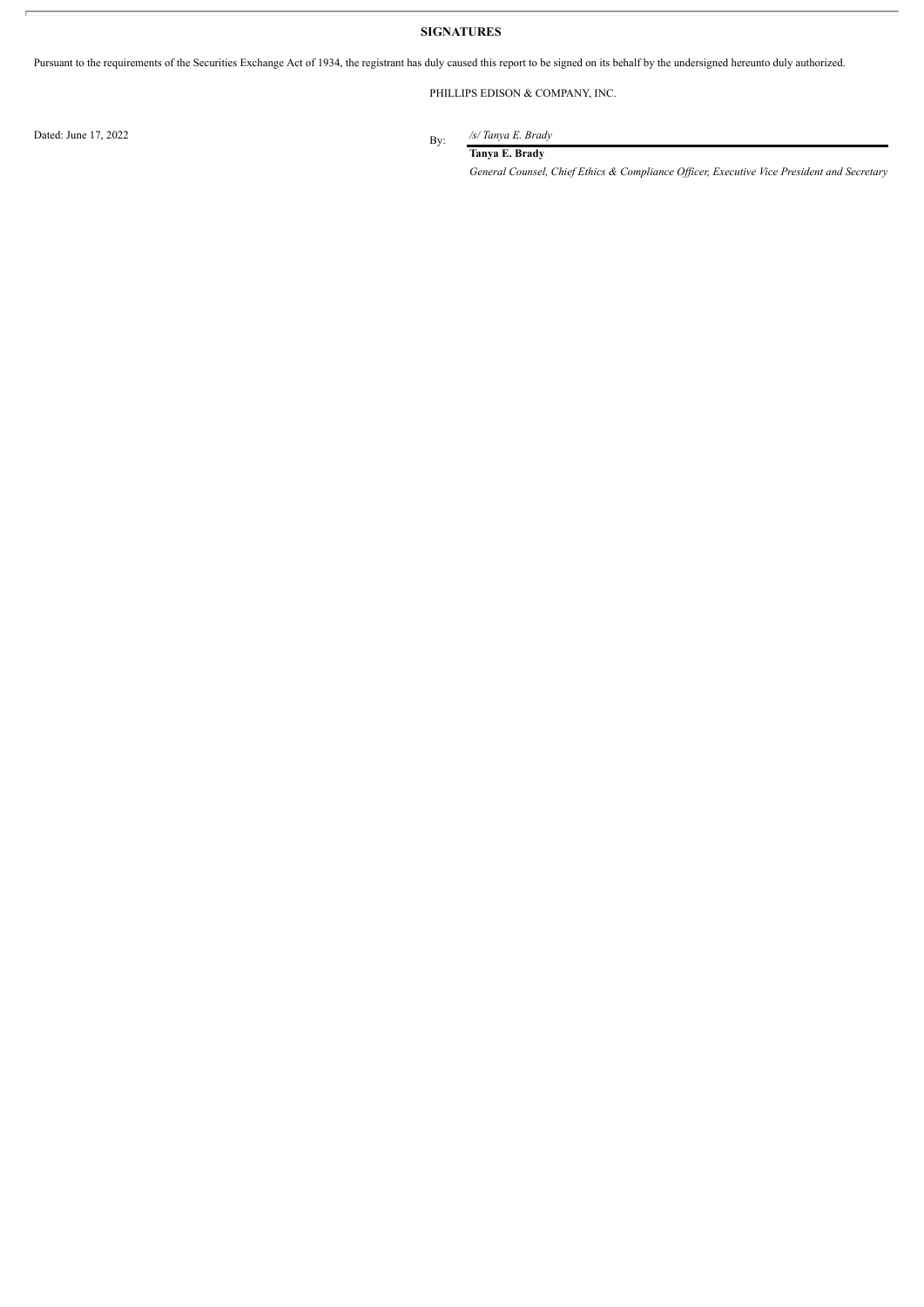**SIGNATURES**

Pursuant to the requirements of the Securities Exchange Act of 1934, the registrant has duly caused this report to be signed on its behalf by the undersigned hereunto duly authorized.

PHILLIPS EDISON & COMPANY, INC.

Dated: June 17, 2022

By: */s/ Tanya E. Brady*

**Tanya E. Brady**

*General Counsel, Chief Ethics & Compliance Officer, Executive Vice President and Secretary*